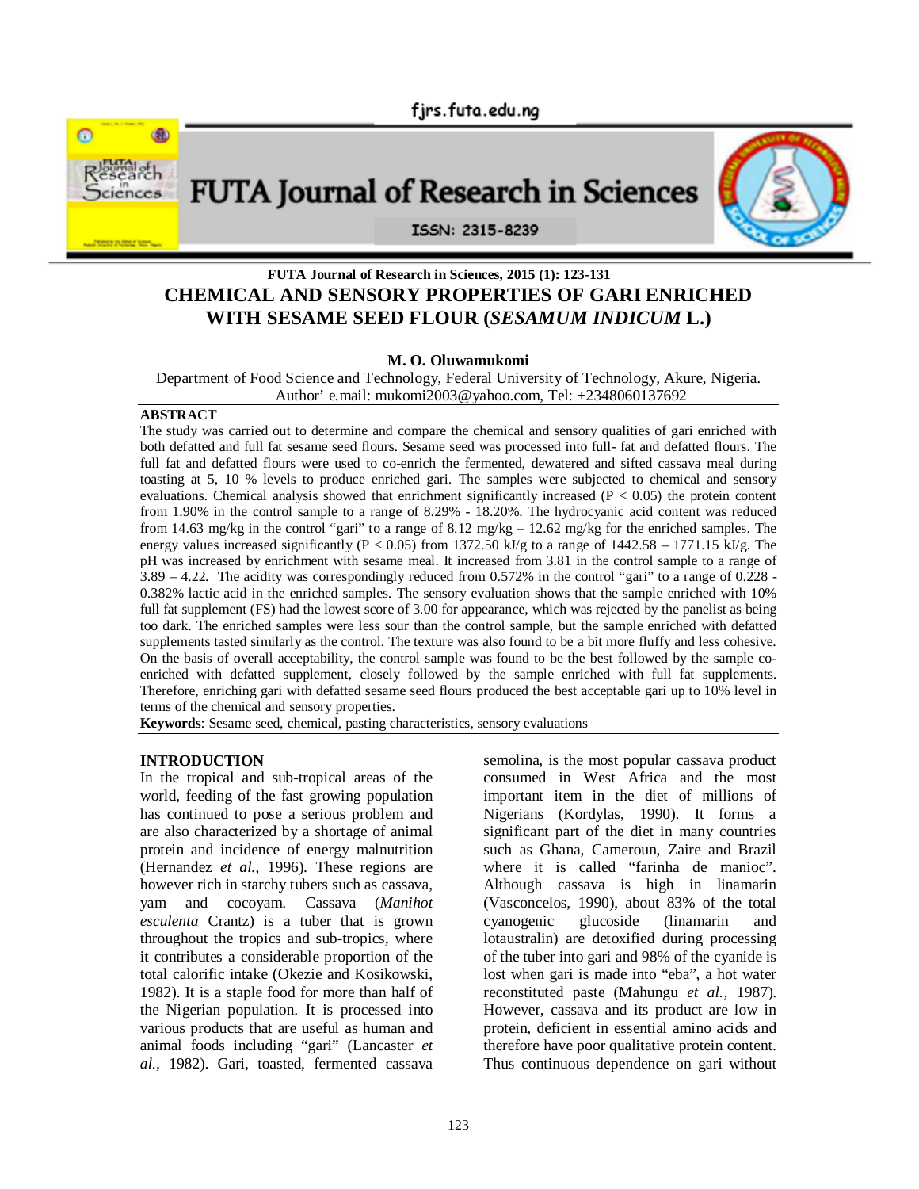# CHEMICAL AND SENSORY PROPERTIES OF GARI ENRICHED WITH SESAME SEED FLOUR (*SESAMUM INDICUM* L.)

**M. O. Oluwamukomi**

Department of Food Science and Technology, Federal University of Technology, Akure, Nigeria.
Author' e.mail: mukomi2003@yahoo.com, Tel: +2348060137692

## ABSTRACT

The study was carried out to determine and compare the chemical and sensory qualities of gari enriched with both defatted and full fat sesame seed flours. Sesame seed was processed into full- fat and defatted flours. The full fat and defatted flours were used to co-enrich the fermented, dewatered and sifted cassava meal during toasting at 5, 10 % levels to produce enriched gari. The samples were subjected to chemical and sensory evaluations. Chemical analysis showed that enrichment significantly increased ($P < 0.05$) the protein content from 1.90% in the control sample to a range of 8.29% - 18.20%. The hydrocyanic acid content was reduced from 14.63 mg/kg in the control "gari" to a range of 8.12 mg/kg – 12.62 mg/kg for the enriched samples. The energy values increased significantly ($P < 0.05$) from 1372.50 kJ/g to a range of 1442.58 – 1771.15 kJ/g. The pH was increased by enrichment with sesame meal. It increased from 3.81 in the control sample to a range of 3.89 – 4.22. The acidity was correspondingly reduced from 0.572% in the control "gari" to a range of 0.228 - 0.382% lactic acid in the enriched samples. The sensory evaluation shows that the sample enriched with 10% full fat supplement (FS) had the lowest score of 3.00 for appearance, which was rejected by the panelist as being too dark. The enriched samples were less sour than the control sample, but the sample enriched with defatted supplements tasted similarly as the control. The texture was also found to be a bit more fluffy and less cohesive. On the basis of overall acceptability, the control sample was found to be the best followed by the sample co-enriched with defatted supplement, closely followed by the sample enriched with full fat supplements. Therefore, enriching gari with defatted sesame seed flours produced the best acceptable gari up to 10% level in terms of the chemical and sensory properties.

**Keywords**: Sesame seed, chemical, pasting characteristics, sensory evaluations

## INTRODUCTION

In the tropical and sub-tropical areas of the world, feeding of the fast growing population has continued to pose a serious problem and are also characterized by a shortage of animal protein and incidence of energy malnutrition (Hernandez *et al.*, 1996). These regions are however rich in starchy tubers such as cassava, yam and cocoyam. Cassava (*Manihot esculenta* Crantz) is a tuber that is grown throughout the tropics and sub-tropics, where it contributes a considerable proportion of the total calorific intake (Okezie and Kosikowski, 1982). It is a staple food for more than half of the Nigerian population. It is processed into various products that are useful as human and animal foods including "gari" (Lancaster *et al.*, 1982). Gari, toasted, fermented cassava semolina, is the most popular cassava product consumed in West Africa and the most important item in the diet of millions of Nigerians (Kordylas, 1990). It forms a significant part of the diet in many countries such as Ghana, Cameroun, Zaire and Brazil where it is called "farinha de manioc". Although cassava is high in linamarin (Vasconcelos, 1990), about 83% of the total cyanogenic glucoside (linamarin and lotaustralin) are detoxified during processing of the tuber into gari and 98% of the cyanide is lost when gari is made into "eba", a hot water reconstituted paste (Mahungu *et al.*, 1987). However, cassava and its product are low in protein, deficient in essential amino acids and therefore have poor qualitative protein content. Thus continuous dependence on gari without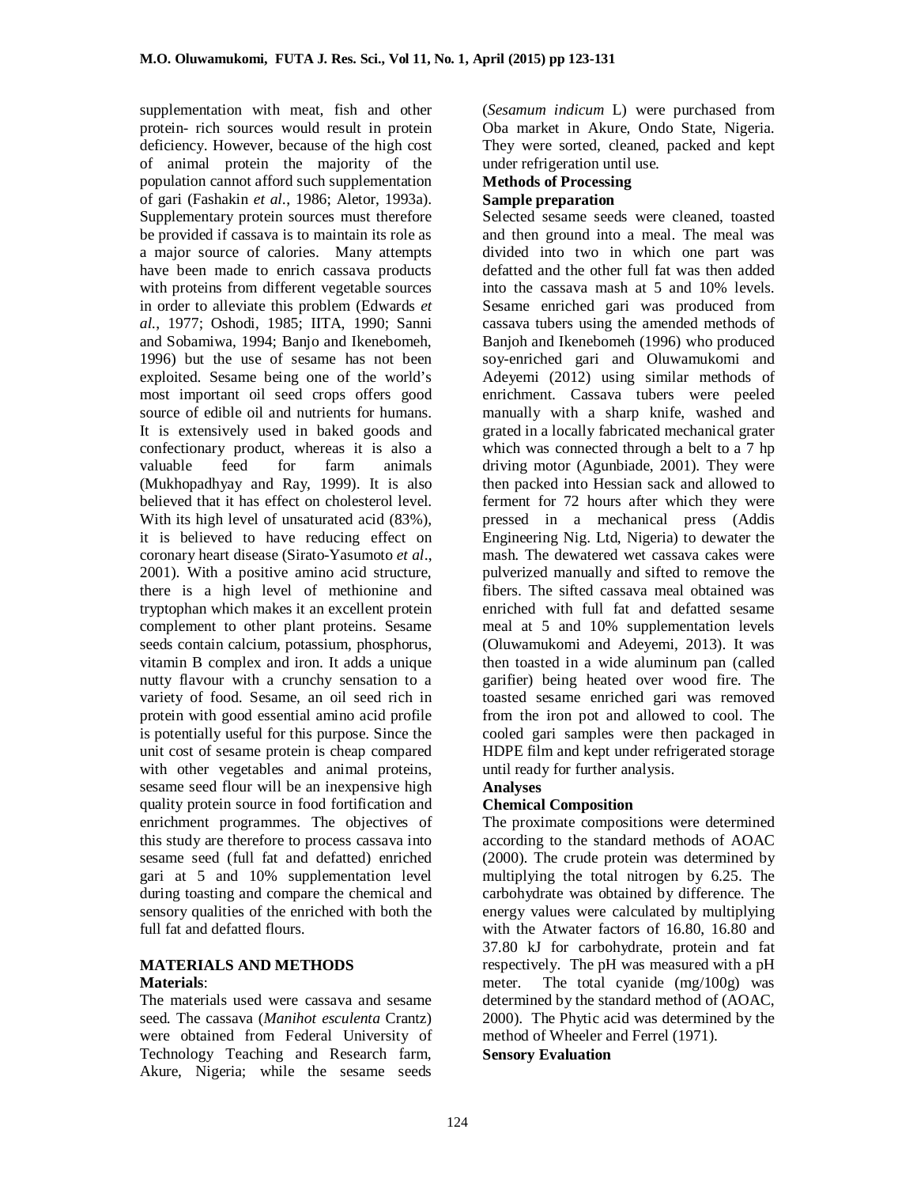supplementation with meat, fish and other protein- rich sources would result in protein deficiency. However, because of the high cost of animal protein the majority of the population cannot afford such supplementation of gari (Fashakin *et al*., 1986; Aletor, 1993a). Supplementary protein sources must therefore be provided if cassava is to maintain its role as a major source of calories. Many attempts have been made to enrich cassava products with proteins from different vegetable sources in order to alleviate this problem (Edwards *et al.*, 1977; Oshodi, 1985; IITA, 1990; Sanni and Sobamiwa, 1994; Banjo and Ikenebomeh, 1996) but the use of sesame has not been exploited. Sesame being one of the world's most important oil seed crops offers good source of edible oil and nutrients for humans. It is extensively used in baked goods and confectionary product, whereas it is also a valuable feed for farm animals (Mukhopadhyay and Ray, 1999). It is also believed that it has effect on cholesterol level. With its high level of unsaturated acid (83%), it is believed to have reducing effect on coronary heart disease (Sirato-Yasumoto *et al*., 2001). With a positive amino acid structure, there is a high level of methionine and tryptophan which makes it an excellent protein complement to other plant proteins. Sesame seeds contain calcium, potassium, phosphorus, vitamin B complex and iron. It adds a unique nutty flavour with a crunchy sensation to a variety of food. Sesame, an oil seed rich in protein with good essential amino acid profile is potentially useful for this purpose. Since the unit cost of sesame protein is cheap compared with other vegetables and animal proteins, sesame seed flour will be an inexpensive high quality protein source in food fortification and enrichment programmes. The objectives of this study are therefore to process cassava into sesame seed (full fat and defatted) enriched gari at 5 and 10% supplementation level during toasting and compare the chemical and sensory qualities of the enriched with both the full fat and defatted flours.

## MATERIALS AND METHODS

**Materials**:

The materials used were cassava and sesame seed. The cassava (*Manihot esculenta* Crantz) were obtained from Federal University of Technology Teaching and Research farm, Akure, Nigeria; while the sesame seeds (*Sesamum indicum* L) were purchased from Oba market in Akure, Ondo State, Nigeria. They were sorted, cleaned, packed and kept under refrigeration until use.

**Methods of Processing**

**Sample preparation**

Selected sesame seeds were cleaned, toasted and then ground into a meal. The meal was divided into two in which one part was defatted and the other full fat was then added into the cassava mash at 5 and 10% levels. Sesame enriched gari was produced from cassava tubers using the amended methods of Banjoh and Ikenebomeh (1996) who produced soy-enriched gari and Oluwamukomi and Adeyemi (2012) using similar methods of enrichment. Cassava tubers were peeled manually with a sharp knife, washed and grated in a locally fabricated mechanical grater which was connected through a belt to a 7 hp driving motor (Agunbiade, 2001). They were then packed into Hessian sack and allowed to ferment for 72 hours after which they were pressed in a mechanical press (Addis Engineering Nig. Ltd, Nigeria) to dewater the mash. The dewatered wet cassava cakes were pulverized manually and sifted to remove the fibers. The sifted cassava meal obtained was enriched with full fat and defatted sesame meal at 5 and 10% supplementation levels (Oluwamukomi and Adeyemi, 2013). It was then toasted in a wide aluminum pan (called garifier) being heated over wood fire. The toasted sesame enriched gari was removed from the iron pot and allowed to cool. The cooled gari samples were then packaged in HDPE film and kept under refrigerated storage until ready for further analysis.

**Analyses**

**Chemical Composition**

The proximate compositions were determined according to the standard methods of AOAC (2000). The crude protein was determined by multiplying the total nitrogen by 6.25. The carbohydrate was obtained by difference. The energy values were calculated by multiplying with the Atwater factors of 16.80, 16.80 and 37.80 kJ for carbohydrate, protein and fat respectively. The pH was measured with a pH meter. The total cyanide (mg/100g) was determined by the standard method of (AOAC, 2000). The Phytic acid was determined by the method of Wheeler and Ferrel (1971).

**Sensory Evaluation**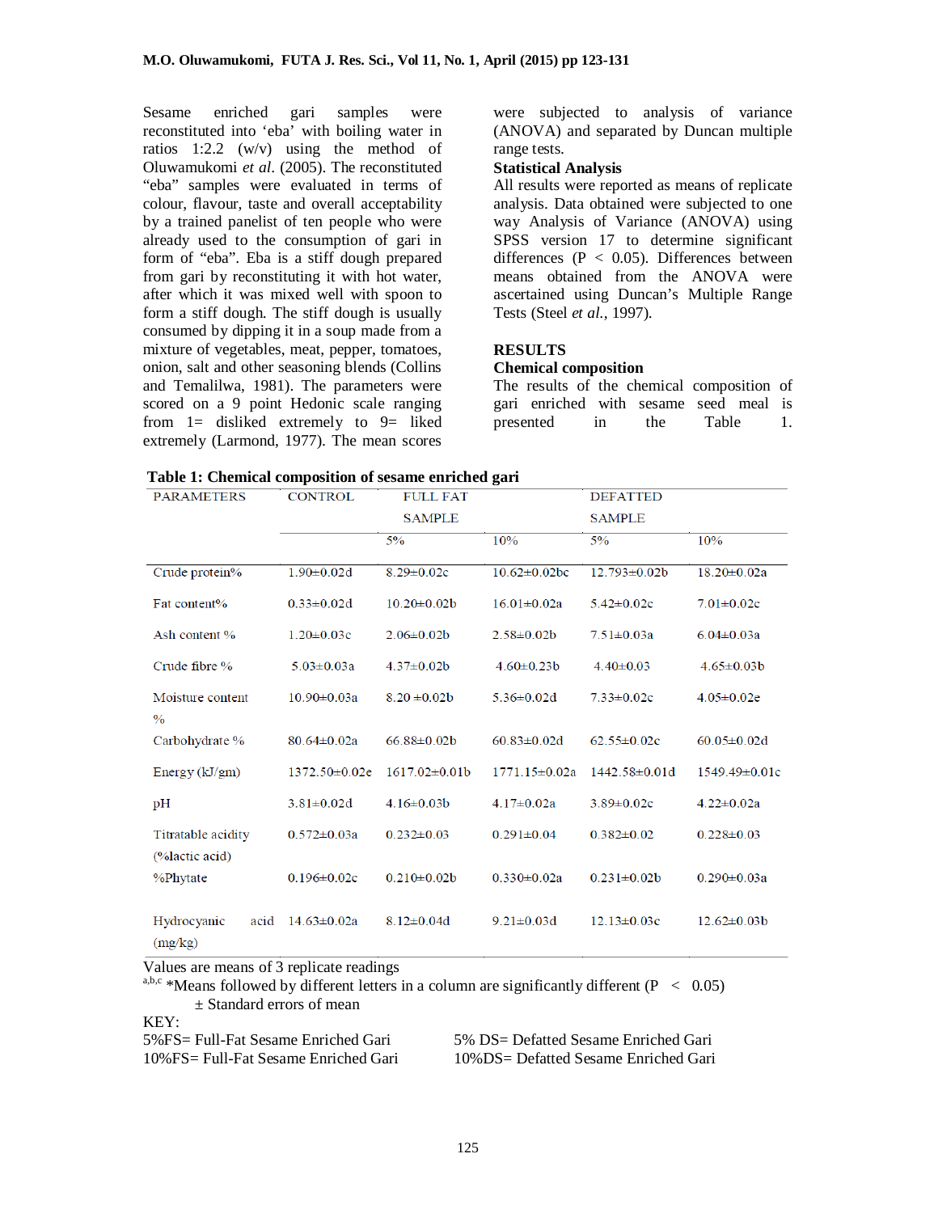Sesame enriched gari samples were reconstituted into 'eba' with boiling water in ratios 1:2.2 (w/v) using the method of Oluwamukomi *et al*. (2005). The reconstituted "eba" samples were evaluated in terms of colour, flavour, taste and overall acceptability by a trained panelist of ten people who were already used to the consumption of gari in form of "eba". Eba is a stiff dough prepared from gari by reconstituting it with hot water, after which it was mixed well with spoon to form a stiff dough. The stiff dough is usually consumed by dipping it in a soup made from a mixture of vegetables, meat, pepper, tomatoes, onion, salt and other seasoning blends (Collins and Temalilwa, 1981). The parameters were scored on a 9 point Hedonic scale ranging from 1= disliked extremely to 9= liked extremely (Larmond, 1977). The mean scores were subjected to analysis of variance (ANOVA) and separated by Duncan multiple range tests.

**Statistical Analysis**

All results were reported as means of replicate analysis. Data obtained were subjected to one way Analysis of Variance (ANOVA) using SPSS version 17 to determine significant differences ($P < 0.05$). Differences between means obtained from the ANOVA were ascertained using Duncan's Multiple Range Tests (Steel *et al.*, 1997).

## RESULTS

**Chemical composition**

The results of the chemical composition of gari enriched with sesame seed meal is presented in the Table 1.

**Table 1: Chemical composition of sesame enriched gari**

| PARAMETERS | CONTROL | FULL FAT SAMPLE | | DEFATTED SAMPLE | |
|---|---|---|---|---|---|
| | | 5% | 10% | 5% | 10% |
| Crude protein% | 1.90±0.02d | 8.29±0.02c | 10.62±0.02bc | 12.793±0.02b | 18.20±0.02a |
| Fat content% | 0.33±0.02d | 10.20±0.02b | 16.01±0.02a | 5.42±0.02c | 7.01±0.02c |
| Ash content % | 1.20±0.03c | 2.06±0.02b | 2.58±0.02b | 7.51±0.03a | 6.04±0.03a |
| Crude fibre % | 5.03±0.03a | 4.37±0.02b | 4.60±0.23b | 4.40±0.03 | 4.65±0.03b |
| Moisture content % | 10.90±0.03a | 8.20 ±0.02b | 5.36±0.02d | 7.33±0.02c | 4.05±0.02e |
| Carbohydrate % | 80.64±0.02a | 66.88±0.02b | 60.83±0.02d | 62.55±0.02c | 60.05±0.02d |
| Energy (kJ/gm) | 1372.50±0.02e | 1617.02±0.01b | 1771.15±0.02a | 1442.58±0.01d | 1549.49±0.01c |
| pH | 3.81±0.02d | 4.16±0.03b | 4.17±0.02a | 3.89±0.02c | 4.22±0.02a |
| Titratable acidity (%lactic acid) | 0.572±0.03a | 0.232±0.03 | 0.291±0.04 | 0.382±0.02 | 0.228±0.03 |
| %Phytate | 0.196±0.02c | 0.210±0.02b | 0.330±0.02a | 0.231±0.02b | 0.290±0.03a |
| Hydrocyanic acid (mg/kg) | 14.63±0.02a | 8.12±0.04d | 9.21±0.03d | 12.13±0.03c | 12.62±0.03b |

Values are means of 3 replicate readings

a,b,c *Means followed by different letters in a column are significantly different ($P < 0.05$)

± Standard errors of mean

KEY:

5%FS= Full-Fat Sesame Enriched Gari

10%FS= Full-Fat Sesame Enriched Gari

5% DS= Defatted Sesame Enriched Gari

10%DS= Defatted Sesame Enriched Gari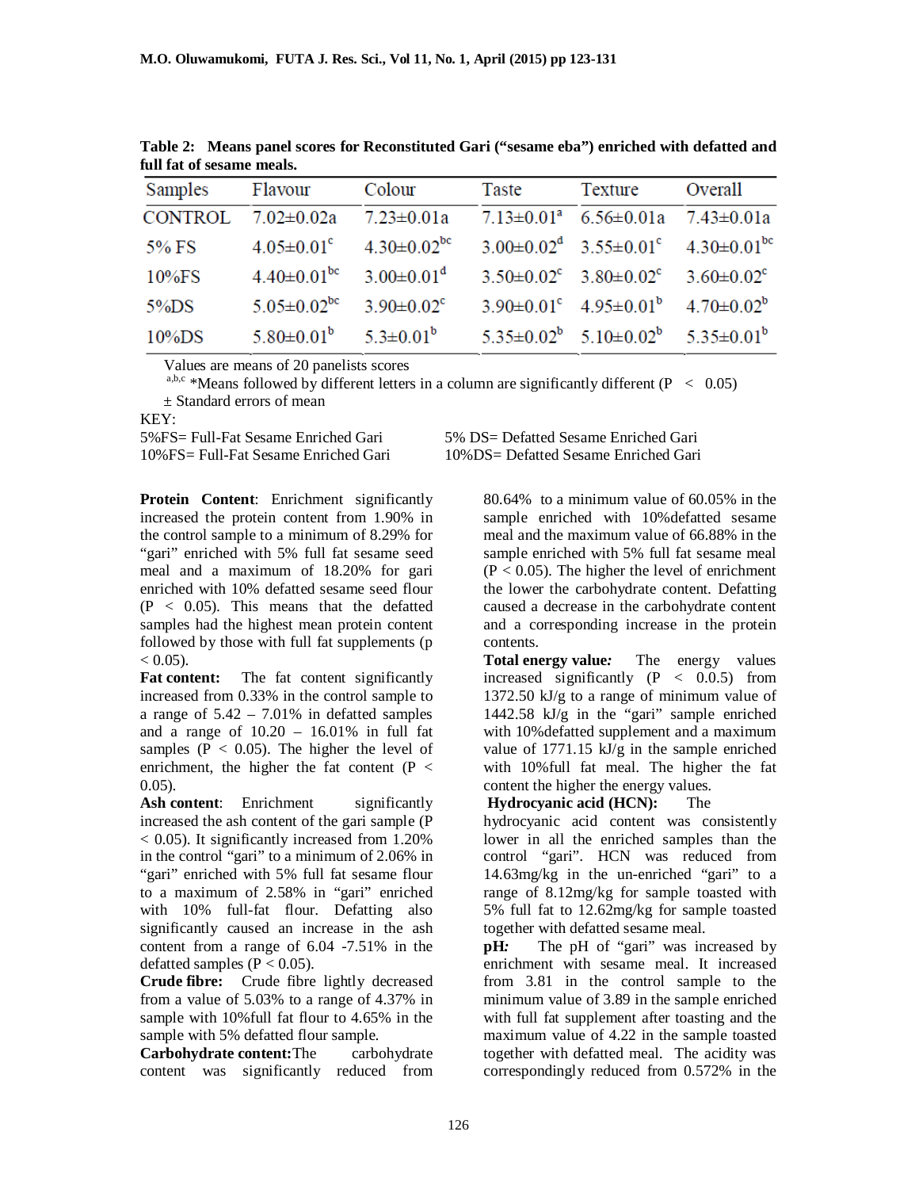**Table 2: Means panel scores for Reconstituted Gari ("sesame eba") enriched with defatted and full fat of sesame meals.**

| Samples | Flavour | Colour | Taste | Texture | Overall |
|---|---|---|---|---|---|
| CONTROL | 7.02±0.02a | 7.23±0.01a | 7.13±0.01$^{a}$ | 6.56±0.01a | 7.43±0.01a |
| 5% FS | 4.05±0.01$^{c}$ | 4.30±0.02$^{bc}$ | 3.00±0.02$^{d}$ | 3.55±0.01$^{c}$ | 4.30±0.01$^{bc}$ |
| 10%FS | 4.40±0.01$^{bc}$ | 3.00±0.01$^{d}$ | 3.50±0.02$^{c}$ | 3.80±0.02$^{c}$ | 3.60±0.02$^{c}$ |
| 5%DS | 5.05±0.02$^{bc}$ | 3.90±0.02$^{c}$ | 3.90±0.01$^{c}$ | 4.95±0.01$^{b}$ | 4.70±0.02$^{b}$ |
| 10%DS | 5.80±0.01$^{b}$ | 5.3±0.01$^{b}$ | 5.35±0.02$^{b}$ | 5.10±0.02$^{b}$ | 5.35±0.01$^{b}$ |

Values are means of 20 panelists scores

$^{a,b,c}$ *Means followed by different letters in a column are significantly different (P < 0.05)

± Standard errors of mean

KEY:

5%FS= Full-Fat Sesame Enriched Gari
10%FS= Full-Fat Sesame Enriched Gari
5% DS= Defatted Sesame Enriched Gari
10%DS= Defatted Sesame Enriched Gari

**Protein Content**: Enrichment significantly increased the protein content from 1.90% in the control sample to a minimum of 8.29% for "gari" enriched with 5% full fat sesame seed meal and a maximum of 18.20% for gari enriched with 10% defatted sesame seed flour (P < 0.05). This means that the defatted samples had the highest mean protein content followed by those with full fat supplements (p < 0.05).

**Fat content:** The fat content significantly increased from 0.33% in the control sample to a range of 5.42 – 7.01% in defatted samples and a range of 10.20 – 16.01% in full fat samples (P < 0.05). The higher the level of enrichment, the higher the fat content (P < 0.05).

**Ash content**: Enrichment significantly increased the ash content of the gari sample (P < 0.05). It significantly increased from 1.20% in the control "gari" to a minimum of 2.06% in "gari" enriched with 5% full fat sesame flour to a maximum of 2.58% in "gari" enriched with 10% full-fat flour. Defatting also significantly caused an increase in the ash content from a range of 6.04 -7.51% in the defatted samples (P < 0.05).

**Crude fibre:** Crude fibre lightly decreased from a value of 5.03% to a range of 4.37% in sample with 10%full fat flour to 4.65% in the sample with 5% defatted flour sample.

**Carbohydrate content:** The carbohydrate content was significantly reduced from 80.64% to a minimum value of 60.05% in the sample enriched with 10%defatted sesame meal and the maximum value of 66.88% in the sample enriched with 5% full fat sesame meal (P < 0.05). The higher the level of enrichment the lower the carbohydrate content. Defatting caused a decrease in the carbohydrate content and a corresponding increase in the protein contents.

***Total energy value:*** The energy values increased significantly (P < 0.0.5) from 1372.50 kJ/g to a range of minimum value of 1442.58 kJ/g in the "gari" sample enriched with 10%defatted supplement and a maximum value of 1771.15 kJ/g in the sample enriched with 10%full fat meal. The higher the fat content the higher the energy values.

**Hydrocyanic acid (HCN):** The hydrocyanic acid content was consistently lower in all the enriched samples than the control "gari". HCN was reduced from 14.63mg/kg in the un-enriched "gari" to a range of 8.12mg/kg for sample toasted with 5% full fat to 12.62mg/kg for sample toasted together with defatted sesame meal.

***pH:*** The pH of "gari" was increased by enrichment with sesame meal. It increased from 3.81 in the control sample to the minimum value of 3.89 in the sample enriched with full fat supplement after toasting and the maximum value of 4.22 in the sample toasted together with defatted meal. The acidity was correspondingly reduced from 0.572% in the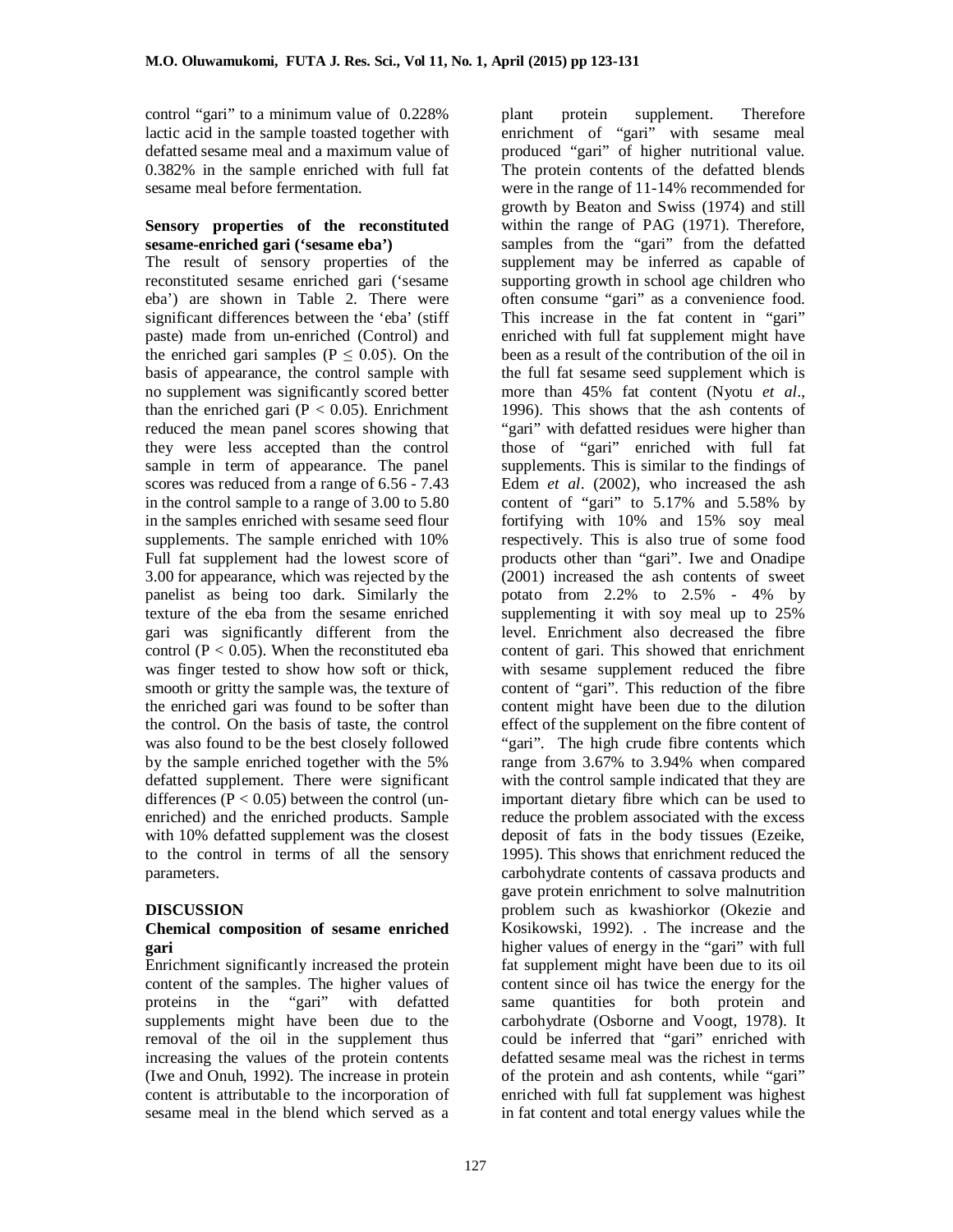control "gari" to a minimum value of 0.228% lactic acid in the sample toasted together with defatted sesame meal and a maximum value of 0.382% in the sample enriched with full fat sesame meal before fermentation.

**Sensory properties of the reconstituted sesame-enriched gari ('sesame eba')**

The result of sensory properties of the reconstituted sesame enriched gari ('sesame eba') are shown in Table 2. There were significant differences between the 'eba' (stiff paste) made from un-enriched (Control) and the enriched gari samples ($P \leq 0.05$). On the basis of appearance, the control sample with no supplement was significantly scored better than the enriched gari ($P < 0.05$). Enrichment reduced the mean panel scores showing that they were less accepted than the control sample in term of appearance. The panel scores was reduced from a range of 6.56 - 7.43 in the control sample to a range of 3.00 to 5.80 in the samples enriched with sesame seed flour supplements. The sample enriched with 10% Full fat supplement had the lowest score of 3.00 for appearance, which was rejected by the panelist as being too dark. Similarly the texture of the eba from the sesame enriched gari was significantly different from the control ($P < 0.05$). When the reconstituted eba was finger tested to show how soft or thick, smooth or gritty the sample was, the texture of the enriched gari was found to be softer than the control. On the basis of taste, the control was also found to be the best closely followed by the sample enriched together with the 5% defatted supplement. There were significant differences ($P < 0.05$) between the control (un-enriched) and the enriched products. Sample with 10% defatted supplement was the closest to the control in terms of all the sensory parameters.

## DISCUSSION

### Chemical composition of sesame enriched gari

Enrichment significantly increased the protein content of the samples. The higher values of proteins in the "gari" with defatted supplements might have been due to the removal of the oil in the supplement thus increasing the values of the protein contents (Iwe and Onuh, 1992). The increase in protein content is attributable to the incorporation of sesame meal in the blend which served as a plant protein supplement. Therefore enrichment of "gari" with sesame meal produced "gari" of higher nutritional value. The protein contents of the defatted blends were in the range of 11-14% recommended for growth by Beaton and Swiss (1974) and still within the range of PAG (1971). Therefore, samples from the "gari" from the defatted supplement may be inferred as capable of supporting growth in school age children who often consume "gari" as a convenience food. This increase in the fat content in "gari" enriched with full fat supplement might have been as a result of the contribution of the oil in the full fat sesame seed supplement which is more than 45% fat content (Nyotu *et al*., 1996). This shows that the ash contents of "gari" with defatted residues were higher than those of "gari" enriched with full fat supplements. This is similar to the findings of Edem *et al*. (2002), who increased the ash content of "gari" to 5.17% and 5.58% by fortifying with 10% and 15% soy meal respectively. This is also true of some food products other than "gari". Iwe and Onadipe (2001) increased the ash contents of sweet potato from 2.2% to 2.5% - 4% by supplementing it with soy meal up to 25% level. Enrichment also decreased the fibre content of gari. This showed that enrichment with sesame supplement reduced the fibre content of "gari". This reduction of the fibre content might have been due to the dilution effect of the supplement on the fibre content of "gari". The high crude fibre contents which range from 3.67% to 3.94% when compared with the control sample indicated that they are important dietary fibre which can be used to reduce the problem associated with the excess deposit of fats in the body tissues (Ezeike, 1995). This shows that enrichment reduced the carbohydrate contents of cassava products and gave protein enrichment to solve malnutrition problem such as kwashiorkor (Okezie and Kosikowski, 1992). . The increase and the higher values of energy in the "gari" with full fat supplement might have been due to its oil content since oil has twice the energy for the same quantities for both protein and carbohydrate (Osborne and Voogt, 1978). It could be inferred that "gari" enriched with defatted sesame meal was the richest in terms of the protein and ash contents, while "gari" enriched with full fat supplement was highest in fat content and total energy values while the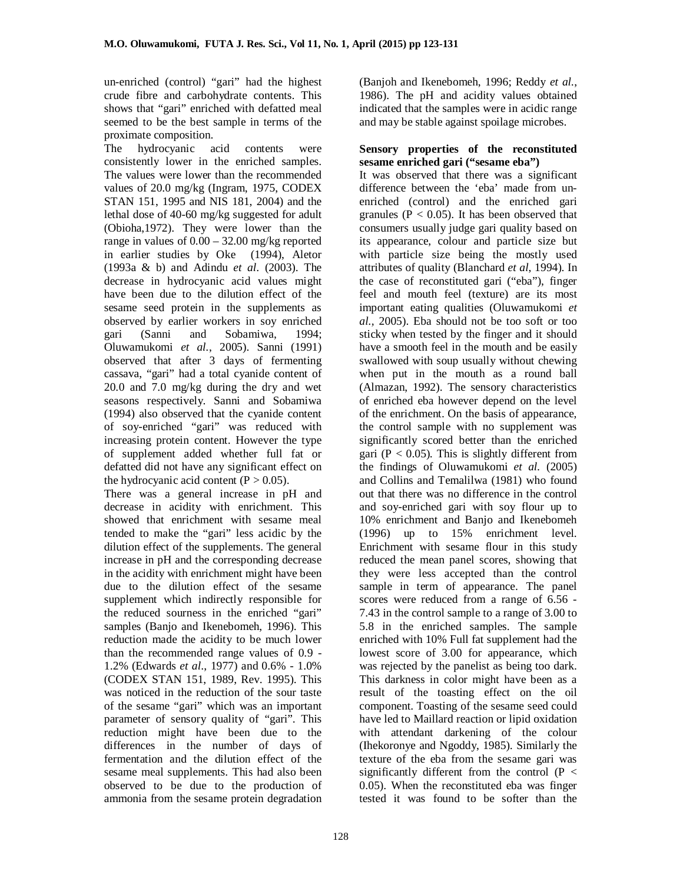un-enriched (control) "gari" had the highest crude fibre and carbohydrate contents. This shows that "gari" enriched with defatted meal seemed to be the best sample in terms of the proximate composition.

The hydrocyanic acid contents were consistently lower in the enriched samples. The values were lower than the recommended values of 20.0 mg/kg (Ingram, 1975, CODEX STAN 151, 1995 and NIS 181, 2004) and the lethal dose of 40-60 mg/kg suggested for adult (Obioha,1972). They were lower than the range in values of 0.00 – 32.00 mg/kg reported in earlier studies by Oke (1994), Aletor (1993a & b) and Adindu *et al.* (2003). The decrease in hydrocyanic acid values might have been due to the dilution effect of the sesame seed protein in the supplements as observed by earlier workers in soy enriched gari (Sanni and Sobamiwa, 1994; Oluwamukomi *et al.*, 2005). Sanni (1991) observed that after 3 days of fermenting cassava, "gari" had a total cyanide content of 20.0 and 7.0 mg/kg during the dry and wet seasons respectively. Sanni and Sobamiwa (1994) also observed that the cyanide content of soy-enriched "gari" was reduced with increasing protein content. However the type of supplement added whether full fat or defatted did not have any significant effect on the hydrocyanic acid content ($P > 0.05$).

There was a general increase in pH and decrease in acidity with enrichment. This showed that enrichment with sesame meal tended to make the "gari" less acidic by the dilution effect of the supplements. The general increase in pH and the corresponding decrease in the acidity with enrichment might have been due to the dilution effect of the sesame supplement which indirectly responsible for the reduced sourness in the enriched "gari" samples (Banjo and Ikenebomeh, 1996). This reduction made the acidity to be much lower than the recommended range values of 0.9 - 1.2% (Edwards *et al*., 1977) and 0.6% - 1.0% (CODEX STAN 151, 1989, Rev. 1995). This was noticed in the reduction of the sour taste of the sesame "gari" which was an important parameter of sensory quality of "gari". This reduction might have been due to the differences in the number of days of fermentation and the dilution effect of the sesame meal supplements. This had also been observed to be due to the production of ammonia from the sesame protein degradation (Banjoh and Ikenebomeh, 1996; Reddy *et al.*, 1986). The pH and acidity values obtained indicated that the samples were in acidic range and may be stable against spoilage microbes.

**Sensory properties of the reconstituted sesame enriched gari ("sesame eba")**

It was observed that there was a significant difference between the 'eba' made from un-enriched (control) and the enriched gari granules ($P < 0.05$). It has been observed that consumers usually judge gari quality based on its appearance, colour and particle size but with particle size being the mostly used attributes of quality (Blanchard *et al*, 1994). In the case of reconstituted gari ("eba"), finger feel and mouth feel (texture) are its most important eating qualities (Oluwamukomi *et al.*, 2005). Eba should not be too soft or too sticky when tested by the finger and it should have a smooth feel in the mouth and be easily swallowed with soup usually without chewing when put in the mouth as a round ball (Almazan, 1992). The sensory characteristics of enriched eba however depend on the level of the enrichment. On the basis of appearance, the control sample with no supplement was significantly scored better than the enriched gari ($P < 0.05$). This is slightly different from the findings of Oluwamukomi *et al.* (2005) and Collins and Temalilwa (1981) who found out that there was no difference in the control and soy-enriched gari with soy flour up to 10% enrichment and Banjo and Ikenebomeh (1996) up to 15% enrichment level. Enrichment with sesame flour in this study reduced the mean panel scores, showing that they were less accepted than the control sample in term of appearance. The panel scores were reduced from a range of 6.56 - 7.43 in the control sample to a range of 3.00 to 5.8 in the enriched samples. The sample enriched with 10% Full fat supplement had the lowest score of 3.00 for appearance, which was rejected by the panelist as being too dark. This darkness in color might have been as a result of the toasting effect on the oil component. Toasting of the sesame seed could have led to Maillard reaction or lipid oxidation with attendant darkening of the colour (Ihekoronye and Ngoddy, 1985). Similarly the texture of the eba from the sesame gari was significantly different from the control ($P < 0.05$). When the reconstituted eba was finger tested it was found to be softer than the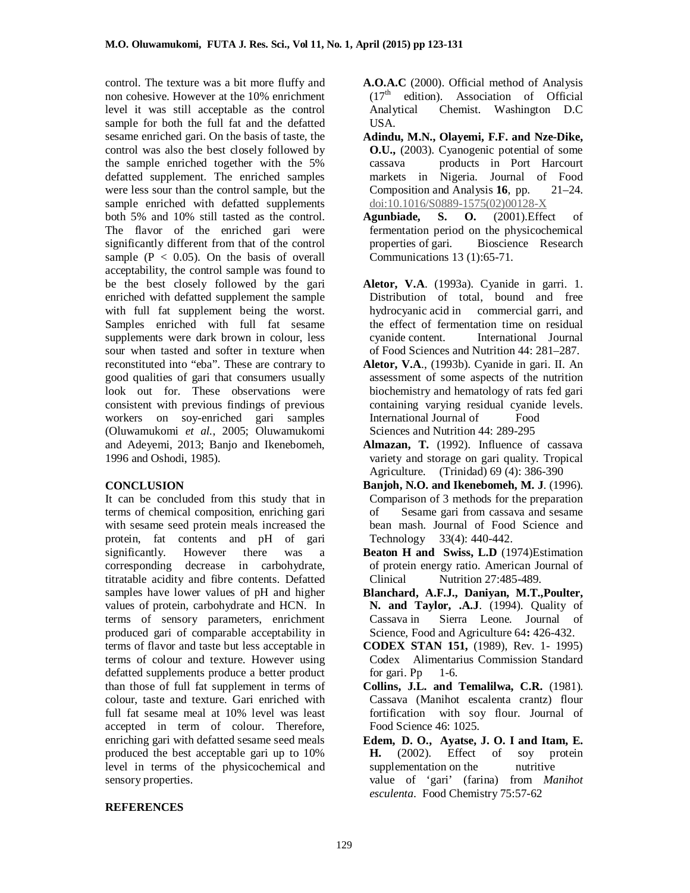control. The texture was a bit more fluffy and non cohesive. However at the 10% enrichment level it was still acceptable as the control sample for both the full fat and the defatted sesame enriched gari. On the basis of taste, the control was also the best closely followed by the sample enriched together with the 5% defatted supplement. The enriched samples were less sour than the control sample, but the sample enriched with defatted supplements both 5% and 10% still tasted as the control. The flavor of the enriched gari were significantly different from that of the control sample ($P < 0.05$). On the basis of overall acceptability, the control sample was found to be the best closely followed by the gari enriched with defatted supplement the sample with full fat supplement being the worst. Samples enriched with full fat sesame supplements were dark brown in colour, less sour when tasted and softer in texture when reconstituted into "eba". These are contrary to good qualities of gari that consumers usually look out for. These observations were consistent with previous findings of previous workers on soy-enriched gari samples (Oluwamukomi *et al.*, 2005; Oluwamukomi and Adeyemi, 2013; Banjo and Ikenebomeh, 1996 and Oshodi, 1985).

## CONCLUSION

It can be concluded from this study that in terms of chemical composition, enriching gari with sesame seed protein meals increased the protein, fat contents and pH of gari significantly. However there was a corresponding decrease in carbohydrate, titratable acidity and fibre contents. Defatted samples have lower values of pH and higher values of protein, carbohydrate and HCN. In terms of sensory parameters, enrichment produced gari of comparable acceptability in terms of flavor and taste but less acceptable in terms of colour and texture. However using defatted supplements produce a better product than those of full fat supplement in terms of colour, taste and texture. Gari enriched with full fat sesame meal at 10% level was least accepted in term of colour. Therefore, enriching gari with defatted sesame seed meals produced the best acceptable gari up to 10% level in terms of the physicochemical and sensory properties.

## REFERENCES

**A.O.A.C** (2000). Official method of Analysis (17th edition). Association of Official Analytical Chemist. Washington D.C USA.

**Adindu, M.N., Olayemi, F.F. and Nze-Dike, O.U.,** (2003). Cyanogenic potential of some cassava products in Port Harcourt markets in Nigeria. Journal of Food Composition and Analysis **16**, pp. 21–24. doi:10.1016/S0889-1575(02)00128-X

**Agunbiade, S. O.** (2001).Effect of fermentation period on the physicochemical properties of gari. Bioscience Research Communications 13 (1):65-71.

**Aletor, V.A**. (1993a). Cyanide in garri. 1. Distribution of total, bound and free hydrocyanic acid in commercial garri, and the effect of fermentation time on residual cyanide content. International Journal of Food Sciences and Nutrition 44: 281–287.

**Aletor, V.A**., (1993b). Cyanide in gari. II. An assessment of some aspects of the nutrition biochemistry and hematology of rats fed gari containing varying residual cyanide levels. International Journal of Food Sciences and Nutrition 44: 289-295

**Almazan, T.** (1992). Influence of cassava variety and storage on gari quality. Tropical Agriculture. (Trinidad) 69 (4): 386-390

**Banjoh, N.O. and Ikenebomeh, M. J**. (1996). Comparison of 3 methods for the preparation of Sesame gari from cassava and sesame bean mash. Journal of Food Science and Technology 33(4): 440-442.

**Beaton H and Swiss, L.D** (1974)Estimation of protein energy ratio. American Journal of Clinical Nutrition 27:485-489.

**Blanchard, A.F.J., Daniyan, M.T.,Poulter, N. and Taylor, .A.J**. (1994). Quality of Cassava in Sierra Leone. Journal of Science, Food and Agriculture 64**:** 426-432.

**CODEX STAN 151,** (1989), Rev. 1- 1995) Codex Alimentarius Commission Standard for gari. Pp 1-6.

**Collins, J.L. and Temalilwa, C.R.** (1981). Cassava (Manihot escalenta crantz) flour fortification with soy flour. Journal of Food Science 46: 1025.

**Edem, D. O., Ayatse, J. O. I and Itam, E. H.** (2002). Effect of soy protein supplementation on the nutritive value of 'gari' (farina) from *Manihot esculenta*. Food Chemistry 75:57-62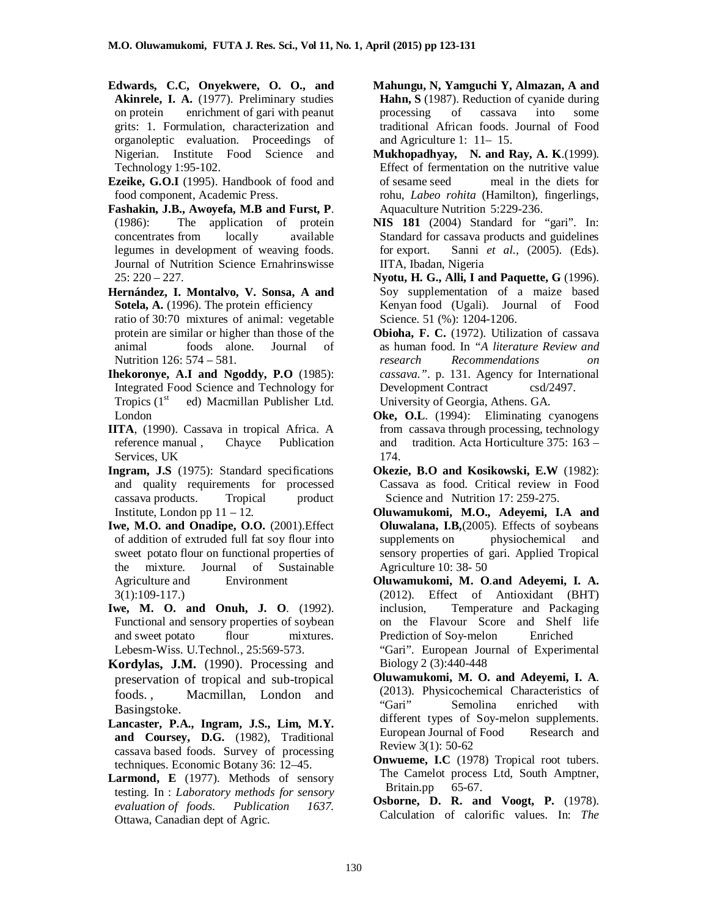**Edwards, C.C, Onyekwere, O. O., and Akinrele, I. A.** (1977). Preliminary studies on protein enrichment of gari with peanut grits: 1. Formulation, characterization and organoleptic evaluation. Proceedings of Nigerian. Institute Food Science and Technology 1:95-102.

**Ezeike, G.O.I** (1995). Handbook of food and food component, Academic Press.

**Fashakin, J.B., Awoyefa, M.B and Furst, P**. (1986): The application of protein concentrates from locally available legumes in development of weaving foods. Journal of Nutrition Science Ernahrinswisse 25: 220 – 227.

**Hernández, I. Montalvo, V. Sonsa, A and Sotela, A.** (1996). The protein efficiency ratio of 30:70 mixtures of animal: vegetable protein are similar or higher than those of the animal foods alone. Journal of Nutrition 126: 574 – 581.

**Ihekoronye, A.I and Ngoddy, P.O** (1985): Integrated Food Science and Technology for Tropics (1st ed) Macmillan Publisher Ltd. London

**IITA**, (1990). Cassava in tropical Africa. A reference manual , Chayce Publication Services, UK

**Ingram, J.S** (1975): Standard specifications and quality requirements for processed cassava products. Tropical product Institute, London pp 11 – 12.

**Iwe, M.O. and Onadipe, O.O.** (2001).Effect of addition of extruded full fat soy flour into sweet potato flour on functional properties of the mixture. Journal of Sustainable Agriculture and Environment 3(1):109-117.)

**Iwe, M. O. and Onuh, J. O**. (1992). Functional and sensory properties of soybean and sweet potato flour mixtures. Lebesm-Wiss. U.Technol., 25:569-573.

**Kordylas, J.M.** (1990). Processing and preservation of tropical and sub-tropical foods. , Macmillan, London and Basingstoke.

**Lancaster, P.A., Ingram, J.S., Lim, M.Y. and Coursey, D.G.** (1982), Traditional cassava based foods. Survey of processing techniques. Economic Botany 36: 12–45.

**Larmond, E** (1977). Methods of sensory testing. In : *Laboratory methods for sensory evaluation of foods. Publication 1637.* Ottawa, Canadian dept of Agric.

**Mahungu, N, Yamguchi Y, Almazan, A and Hahn, S** (1987). Reduction of cyanide during processing of cassava into some traditional African foods. Journal of Food and Agriculture 1: 11– 15.

**Mukhopadhyay, N. and Ray, A. K**.(1999). Effect of fermentation on the nutritive value of sesame seed meal in the diets for rohu, *Labeo rohita* (Hamilton), fingerlings, Aquaculture Nutrition 5:229-236.

**NIS 181** (2004) Standard for "gari". In: Standard for cassava products and guidelines for export. Sanni *et al.,* (2005). (Eds). IITA, Ibadan, Nigeria

**Nyotu, H. G., Alli, I and Paquette, G** (1996). Soy supplementation of a maize based Kenyan food (Ugali). Journal of Food Science. 51 (%): 1204-1206.

**Obioha, F. C.** (1972). Utilization of cassava as human food. In "*A literature Review and research Recommendations on cassava."*. p. 131. Agency for International Development Contract csd/2497. University of Georgia, Athens. GA.

**Oke, O.L**. (1994): Eliminating cyanogens from cassava through processing, technology and tradition. Acta Horticulture 375: 163 – 174.

**Okezie, B.O and Kosikowski, E.W** (1982): Cassava as food. Critical review in Food Science and Nutrition 17: 259-275.

**Oluwamukomi, M.O., Adeyemi, I.A and Oluwalana, I.B,**(2005). Effects of soybeans supplements on physiochemical and sensory properties of gari. Applied Tropical Agriculture 10: 38- 50

**Oluwamukomi, M. O.and Adeyemi, I. A.** (2012). Effect of Antioxidant (BHT) inclusion, Temperature and Packaging on the Flavour Score and Shelf life Prediction of Soy-melon Enriched "Gari". European Journal of Experimental Biology 2 (3):440-448

**Oluwamukomi, M. O. and Adeyemi, I. A**. (2013). Physicochemical Characteristics of "Gari" Semolina enriched with different types of Soy-melon supplements. European Journal of Food Research and Review 3(1): 50-62

**Onwueme, I.C** (1978) Tropical root tubers. The Camelot process Ltd, South Amptner, Britain.pp 65-67.

**Osborne, D. R. and Voogt, P.** (1978). Calculation of calorific values. In: *The*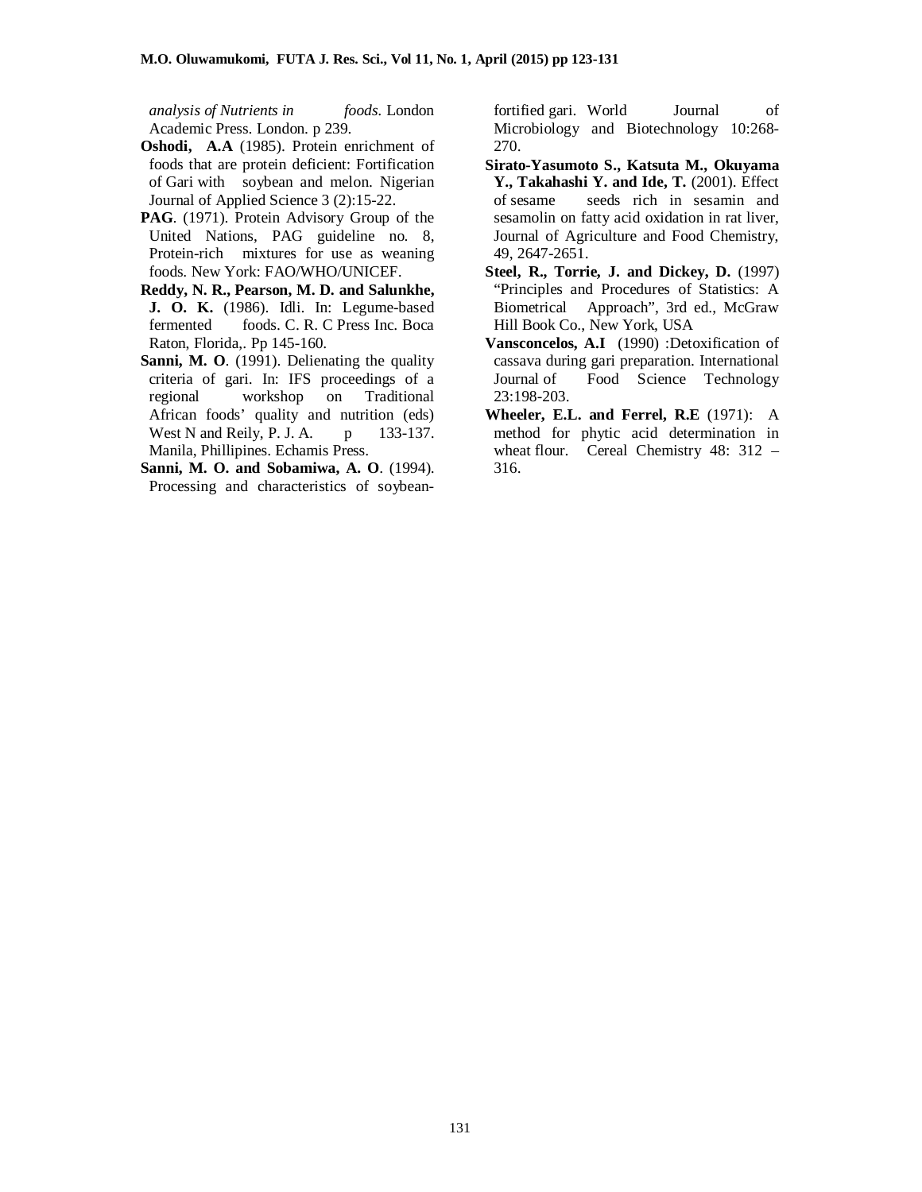*analysis of Nutrients in foods*. London Academic Press. London. p 239.

**Oshodi, A.A** (1985). Protein enrichment of foods that are protein deficient: Fortification of Gari with soybean and melon. Nigerian Journal of Applied Science 3 (2):15-22.

**PAG**. (1971). Protein Advisory Group of the United Nations, PAG guideline no. 8, Protein-rich mixtures for use as weaning foods. New York: FAO/WHO/UNICEF.

**Reddy, N. R., Pearson, M. D. and Salunkhe, J. O. K.** (1986). Idli. In: Legume-based fermented foods. C. R. C Press Inc. Boca Raton, Florida,. Pp 145-160.

**Sanni, M. O**. (1991). Delienating the quality criteria of gari. In: IFS proceedings of a regional workshop on Traditional African foods' quality and nutrition (eds) West N and Reily, P. J. A. p 133-137. Manila, Phillipines. Echamis Press.

**Sanni, M. O. and Sobamiwa, A. O**. (1994). Processing and characteristics of soybean-fortified gari. World Journal of Microbiology and Biotechnology 10:268-270.

**Sirato-Yasumoto S., Katsuta M., Okuyama Y., Takahashi Y. and Ide, T.** (2001). Effect of sesame seeds rich in sesamin and sesamolin on fatty acid oxidation in rat liver, Journal of Agriculture and Food Chemistry, 49, 2647-2651.

**Steel, R., Torrie, J. and Dickey, D.** (1997) "Principles and Procedures of Statistics: A Biometrical Approach", 3rd ed., McGraw Hill Book Co., New York, USA

**Vansconcelos, A.I** (1990) :Detoxification of cassava during gari preparation. International Journal of Food Science Technology 23:198-203.

**Wheeler, E.L. and Ferrel, R.E** (1971): A method for phytic acid determination in wheat flour. Cereal Chemistry 48: 312 – 316.